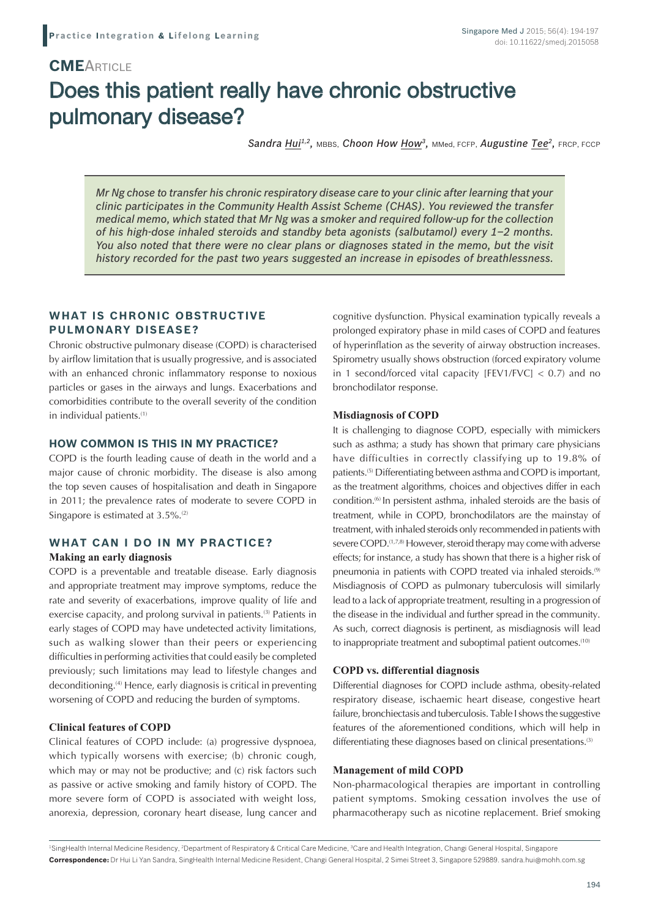**Practice Integration & Lifelong Learning**

## CME Article

# Does this patient really have chronic obstructive pulmonary disease?

*Sandra Hui*[1,2], MBBS, *Choon How How*[3], MMed, FCFP, *Augustine Tee*[2], FRCP, FCCP

*Mr Ng chose to transfer his chronic respiratory disease care to your clinic after learning that your clinic participates in the Community Health Assist Scheme (CHAS). You reviewed the transfer medical memo, which stated that Mr Ng was a smoker and required follow-up for the collection of his high-dose inhaled steroids and standby beta agonists (salbutamol) every 1–2 months. You also noted that there were no clear plans or diagnoses stated in the memo, but the visit history recorded for the past two years suggested an increase in episodes of breathlessness.*

## WHAT IS CHRONIC OBSTRUCTIVE PULMONARY DISEASE?

Chronic obstructive pulmonary disease (COPD) is characterised by airflow limitation that is usually progressive, and is associated with an enhanced chronic inflammatory response to noxious particles or gases in the airways and lungs. Exacerbations and comorbidities contribute to the overall severity of the condition in individual patients.[1]

## HOW COMMON IS THIS IN MY PRACTICE?

COPD is the fourth leading cause of death in the world and a major cause of chronic morbidity. The disease is also among the top seven causes of hospitalisation and death in Singapore in 2011; the prevalence rates of moderate to severe COPD in Singapore is estimated at 3.5%.[2]

## WHAT CAN I DO IN MY PRACTICE?

### Making an early diagnosis

COPD is a preventable and treatable disease. Early diagnosis and appropriate treatment may improve symptoms, reduce the rate and severity of exacerbations, improve quality of life and exercise capacity, and prolong survival in patients.[3] Patients in early stages of COPD may have undetected activity limitations, such as walking slower than their peers or experiencing difficulties in performing activities that could easily be completed previously; such limitations may lead to lifestyle changes and deconditioning.[4] Hence, early diagnosis is critical in preventing worsening of COPD and reducing the burden of symptoms.

### Clinical features of COPD

Clinical features of COPD include: (a) progressive dyspnoea, which typically worsens with exercise; (b) chronic cough, which may or may not be productive; and (c) risk factors such as passive or active smoking and family history of COPD. The more severe form of COPD is associated with weight loss, anorexia, depression, coronary heart disease, lung cancer and cognitive dysfunction. Physical examination typically reveals a prolonged expiratory phase in mild cases of COPD and features of hyperinflation as the severity of airway obstruction increases. Spirometry usually shows obstruction (forced expiratory volume in 1 second/forced vital capacity [FEV1/FVC] < 0.7) and no bronchodilator response.

### Misdiagnosis of COPD

It is challenging to diagnose COPD, especially with mimickers such as asthma; a study has shown that primary care physicians have difficulties in correctly classifying up to 19.8% of patients.[5] Differentiating between asthma and COPD is important, as the treatment algorithms, choices and objectives differ in each condition.[6] In persistent asthma, inhaled steroids are the basis of treatment, while in COPD, bronchodilators are the mainstay of treatment, with inhaled steroids only recommended in patients with severe COPD.[1,7,8] However, steroid therapy may come with adverse effects; for instance, a study has shown that there is a higher risk of pneumonia in patients with COPD treated via inhaled steroids.[9] Misdiagnosis of COPD as pulmonary tuberculosis will similarly lead to a lack of appropriate treatment, resulting in a progression of the disease in the individual and further spread in the community. As such, correct diagnosis is pertinent, as misdiagnosis will lead to inappropriate treatment and suboptimal patient outcomes.[10]

### COPD vs. differential diagnosis

Differential diagnoses for COPD include asthma, obesity-related respiratory disease, ischaemic heart disease, congestive heart failure, bronchiectasis and tuberculosis. Table I shows the suggestive features of the aforementioned conditions, which will help in differentiating these diagnoses based on clinical presentations.[3]

### Management of mild COPD

Non-pharmacological therapies are important in controlling patient symptoms. Smoking cessation involves the use of pharmacotherapy such as nicotine replacement. Brief smoking

[1]SingHealth Internal Medicine Residency, [2]Department of Respiratory & Critical Care Medicine, [3]Care and Health Integration, Changi General Hospital, Singapore
**Correspondence:** Dr Hui Li Yan Sandra, SingHealth Internal Medicine Resident, Changi General Hospital, 2 Simei Street 3, Singapore 529889. sandra.hui@mohh.com.sg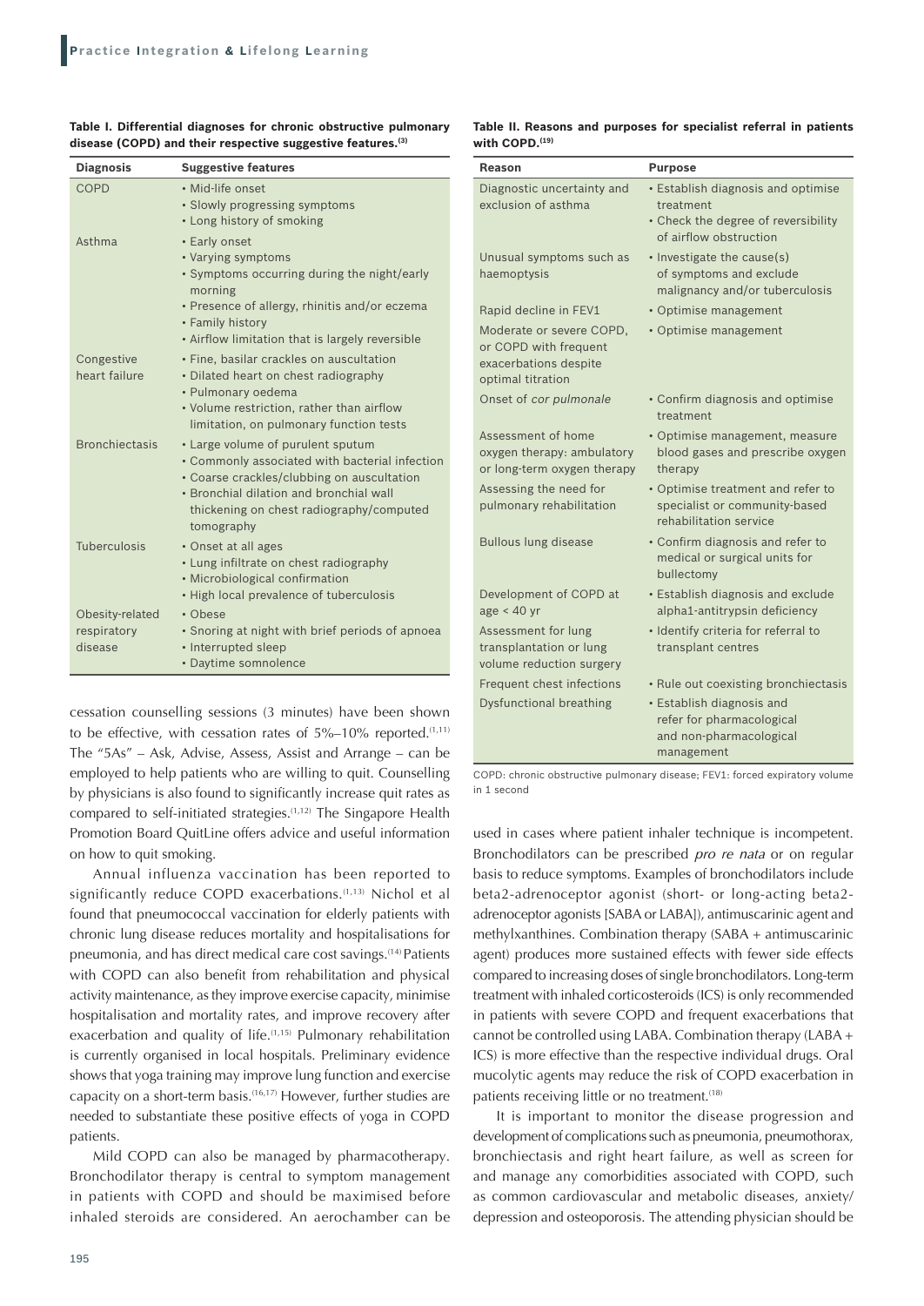**Table I. Differential diagnoses for chronic obstructive pulmonary disease (COPD) and their respective suggestive features.[3]**

| Diagnosis | Suggestive features |
|---|---|
| COPD | • Mid-life onset<br>• Slowly progressing symptoms<br>• Long history of smoking |
| Asthma | • Early onset<br>• Varying symptoms<br>• Symptoms occurring during the night/early morning<br>• Presence of allergy, rhinitis and/or eczema<br>• Family history<br>• Airflow limitation that is largely reversible |
| Congestive heart failure | • Fine, basilar crackles on auscultation<br>• Dilated heart on chest radiography<br>• Pulmonary oedema<br>• Volume restriction, rather than airflow limitation, on pulmonary function tests |
| Bronchiectasis | • Large volume of purulent sputum<br>• Commonly associated with bacterial infection<br>• Coarse crackles/clubbing on auscultation<br>• Bronchial dilation and bronchial wall thickening on chest radiography/computed tomography |
| Tuberculosis | • Onset at all ages<br>• Lung infiltrate on chest radiography<br>• Microbiological confirmation<br>• High local prevalence of tuberculosis |
| Obesity-related respiratory disease | • Obese<br>• Snoring at night with brief periods of apnoea<br>• Interrupted sleep<br>• Daytime somnolence |

cessation counselling sessions (3 minutes) have been shown to be effective, with cessation rates of 5%–10% reported.[1,11] The "5As" – Ask, Advise, Assess, Assist and Arrange – can be employed to help patients who are willing to quit. Counselling by physicians is also found to significantly increase quit rates as compared to self-initiated strategies.[1,12] The Singapore Health Promotion Board QuitLine offers advice and useful information on how to quit smoking.

Annual influenza vaccination has been reported to significantly reduce COPD exacerbations.[1,13] Nichol et al found that pneumococcal vaccination for elderly patients with chronic lung disease reduces mortality and hospitalisations for pneumonia, and has direct medical care cost savings.[14] Patients with COPD can also benefit from rehabilitation and physical activity maintenance, as they improve exercise capacity, minimise hospitalisation and mortality rates, and improve recovery after exacerbation and quality of life.[1,15] Pulmonary rehabilitation is currently organised in local hospitals. Preliminary evidence shows that yoga training may improve lung function and exercise capacity on a short-term basis.[16,17] However, further studies are needed to substantiate these positive effects of yoga in COPD patients.

Mild COPD can also be managed by pharmacotherapy. Bronchodilator therapy is central to symptom management in patients with COPD and should be maximised before inhaled steroids are considered. An aerochamber can be used in cases where patient inhaler technique is incompetent. Bronchodilators can be prescribed *pro re nata* or on regular basis to reduce symptoms. Examples of bronchodilators include beta2-adrenoceptor agonist (short- or long-acting beta2-adrenoceptor agonists [SABA or LABA]), antimuscarinic agent and methylxanthines. Combination therapy (SABA + antimuscarinic agent) produces more sustained effects with fewer side effects compared to increasing doses of single bronchodilators. Long-term treatment with inhaled corticosteroids (ICS) is only recommended in patients with severe COPD and frequent exacerbations that cannot be controlled using LABA. Combination therapy (LABA + ICS) is more effective than the respective individual drugs. Oral mucolytic agents may reduce the risk of COPD exacerbation in patients receiving little or no treatment.[18]

**Table II. Reasons and purposes for specialist referral in patients with COPD.[19]**

| Reason | Purpose |
|---|---|
| Diagnostic uncertainty and exclusion of asthma | • Establish diagnosis and optimise treatment<br>• Check the degree of reversibility of airflow obstruction |
| Unusual symptoms such as haemoptysis | • Investigate the cause(s) of symptoms and exclude malignancy and/or tuberculosis |
| Rapid decline in FEV1 | • Optimise management |
| Moderate or severe COPD, or COPD with frequent exacerbations despite optimal titration | • Optimise management |
| Onset of *cor pulmonale* | • Confirm diagnosis and optimise treatment |
| Assessment of home oxygen therapy: ambulatory or long-term oxygen therapy | • Optimise management, measure blood gases and prescribe oxygen therapy |
| Assessing the need for pulmonary rehabilitation | • Optimise treatment and refer to specialist or community-based rehabilitation service |
| Bullous lung disease | • Confirm diagnosis and refer to medical or surgical units for bullectomy |
| Development of COPD at age < 40 yr | • Establish diagnosis and exclude alpha1-antitrypsin deficiency |
| Assessment for lung transplantation or lung volume reduction surgery | • Identify criteria for referral to transplant centres |
| Frequent chest infections | • Rule out coexisting bronchiectasis |
| Dysfunctional breathing | • Establish diagnosis and refer for pharmacological and non-pharmacological management |

COPD: chronic obstructive pulmonary disease; FEV1: forced expiratory volume in 1 second

It is important to monitor the disease progression and development of complications such as pneumonia, pneumothorax, bronchiectasis and right heart failure, as well as screen for and manage any comorbidities associated with COPD, such as common cardiovascular and metabolic diseases, anxiety/depression and osteoporosis. The attending physician should be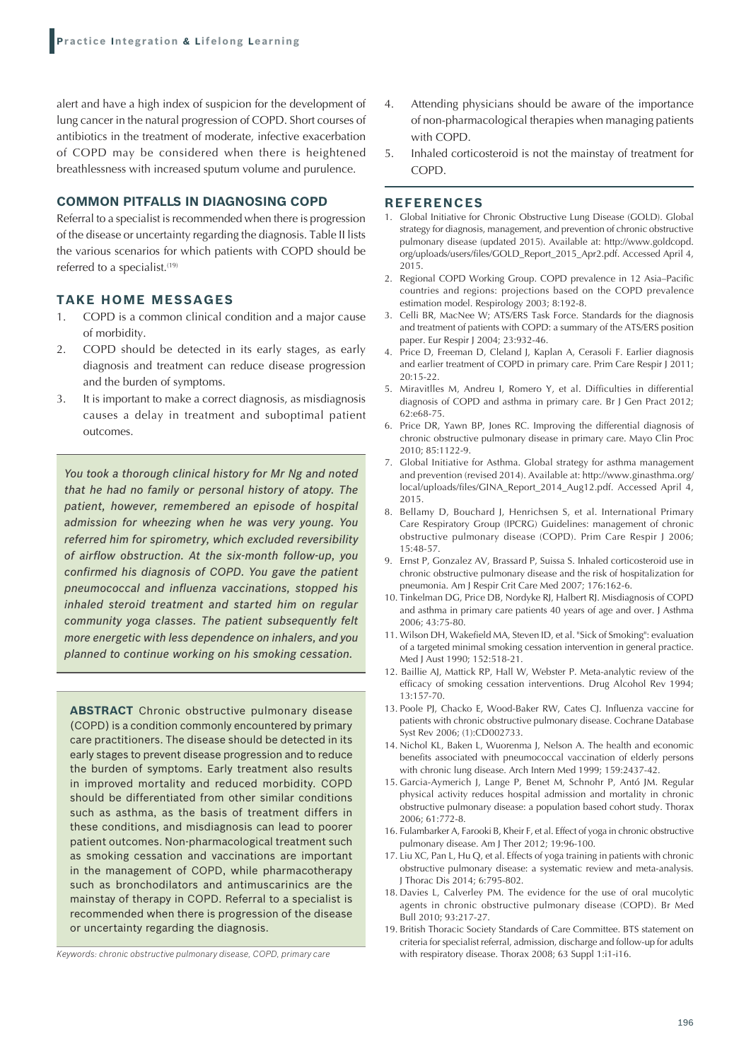alert and have a high index of suspicion for the development of lung cancer in the natural progression of COPD. Short courses of antibiotics in the treatment of moderate, infective exacerbation of COPD may be considered when there is heightened breathlessness with increased sputum volume and purulence.

## COMMON PITFALLS IN DIAGNOSING COPD

Referral to a specialist is recommended when there is progression of the disease or uncertainty regarding the diagnosis. Table II lists the various scenarios for which patients with COPD should be referred to a specialist.[19]

## TAKE HOME MESSAGES

1. COPD is a common clinical condition and a major cause of morbidity.
2. COPD should be detected in its early stages, as early diagnosis and treatment can reduce disease progression and the burden of symptoms.
3. It is important to make a correct diagnosis, as misdiagnosis causes a delay in treatment and suboptimal patient outcomes.
4. Attending physicians should be aware of the importance of non-pharmacological therapies when managing patients with COPD.
5. Inhaled corticosteroid is not the mainstay of treatment for COPD.

*You took a thorough clinical history for Mr Ng and noted that he had no family or personal history of atopy. The patient, however, remembered an episode of hospital admission for wheezing when he was very young. You referred him for spirometry, which excluded reversibility of airflow obstruction. At the six-month follow-up, you confirmed his diagnosis of COPD. You gave the patient pneumococcal and influenza vaccinations, stopped his inhaled steroid treatment and started him on regular community yoga classes. The patient subsequently felt more energetic with less dependence on inhalers, and you planned to continue working on his smoking cessation.*

**ABSTRACT** Chronic obstructive pulmonary disease (COPD) is a condition commonly encountered by primary care practitioners. The disease should be detected in its early stages to prevent disease progression and to reduce the burden of symptoms. Early treatment also results in improved mortality and reduced morbidity. COPD should be differentiated from other similar conditions such as asthma, as the basis of treatment differs in these conditions, and misdiagnosis can lead to poorer patient outcomes. Non-pharmacological treatment such as smoking cessation and vaccinations are important in the management of COPD, while pharmacotherapy such as bronchodilators and antimuscarinics are the mainstay of therapy in COPD. Referral to a specialist is recommended when there is progression of the disease or uncertainty regarding the diagnosis.

*Keywords: chronic obstructive pulmonary disease, COPD, primary care*

## REFERENCES

1. Global Initiative for Chronic Obstructive Lung Disease (GOLD). Global strategy for diagnosis, management, and prevention of chronic obstructive pulmonary disease (updated 2015). Available at: http://www.goldcopd.org/uploads/users/files/GOLD_Report_2015_Apr2.pdf. Accessed April 4, 2015.
2. Regional COPD Working Group. COPD prevalence in 12 Asia–Pacific countries and regions: projections based on the COPD prevalence estimation model. Respirology 2003; 8:192-8.
3. Celli BR, MacNee W; ATS/ERS Task Force. Standards for the diagnosis and treatment of patients with COPD: a summary of the ATS/ERS position paper. Eur Respir J 2004; 23:932-46.
4. Price D, Freeman D, Cleland J, Kaplan A, Cerasoli F. Earlier diagnosis and earlier treatment of COPD in primary care. Prim Care Respir J 2011; 20:15-22.
5. Miravitlles M, Andreu I, Romero Y, et al. Difficulties in differential diagnosis of COPD and asthma in primary care. Br J Gen Pract 2012; 62:e68-75.
6. Price DR, Yawn BP, Jones RC. Improving the differential diagnosis of chronic obstructive pulmonary disease in primary care. Mayo Clin Proc 2010; 85:1122-9.
7. Global Initiative for Asthma. Global strategy for asthma management and prevention (revised 2014). Available at: http://www.ginasthma.org/local/uploads/files/GINA_Report_2014_Aug12.pdf. Accessed April 4, 2015.
8. Bellamy D, Bouchard J, Henrichsen S, et al. International Primary Care Respiratory Group (IPCRG) Guidelines: management of chronic obstructive pulmonary disease (COPD). Prim Care Respir J 2006; 15:48-57.
9. Ernst P, Gonzalez AV, Brassard P, Suissa S. Inhaled corticosteroid use in chronic obstructive pulmonary disease and the risk of hospitalization for pneumonia. Am J Respir Crit Care Med 2007; 176:162-6.
10. Tinkelman DG, Price DB, Nordyke RJ, Halbert RJ. Misdiagnosis of COPD and asthma in primary care patients 40 years of age and over. J Asthma 2006; 43:75-80.
11. Wilson DH, Wakefield MA, Steven ID, et al. "Sick of Smoking": evaluation of a targeted minimal smoking cessation intervention in general practice. Med J Aust 1990; 152:518-21.
12. Baillie AJ, Mattick RP, Hall W, Webster P. Meta-analytic review of the efficacy of smoking cessation interventions. Drug Alcohol Rev 1994; 13:157-70.
13. Poole PJ, Chacko E, Wood-Baker RW, Cates CJ. Influenza vaccine for patients with chronic obstructive pulmonary disease. Cochrane Database Syst Rev 2006; (1):CD002733.
14. Nichol KL, Baken L, Wuorenma J, Nelson A. The health and economic benefits associated with pneumococcal vaccination of elderly persons with chronic lung disease. Arch Intern Med 1999; 159:2437-42.
15. Garcia-Aymerich J, Lange P, Benet M, Schnohr P, Antó JM. Regular physical activity reduces hospital admission and mortality in chronic obstructive pulmonary disease: a population based cohort study. Thorax 2006; 61:772-8.
16. Fulambarker A, Farooki B, Kheir F, et al. Effect of yoga in chronic obstructive pulmonary disease. Am J Ther 2012; 19:96-100.
17. Liu XC, Pan L, Hu Q, et al. Effects of yoga training in patients with chronic obstructive pulmonary disease: a systematic review and meta-analysis. J Thorac Dis 2014; 6:795-802.
18. Davies L, Calverley PM. The evidence for the use of oral mucolytic agents in chronic obstructive pulmonary disease (COPD). Br Med Bull 2010; 93:217-27.
19. British Thoracic Society Standards of Care Committee. BTS statement on criteria for specialist referral, admission, discharge and follow-up for adults with respiratory disease. Thorax 2008; 63 Suppl 1:i1-i16.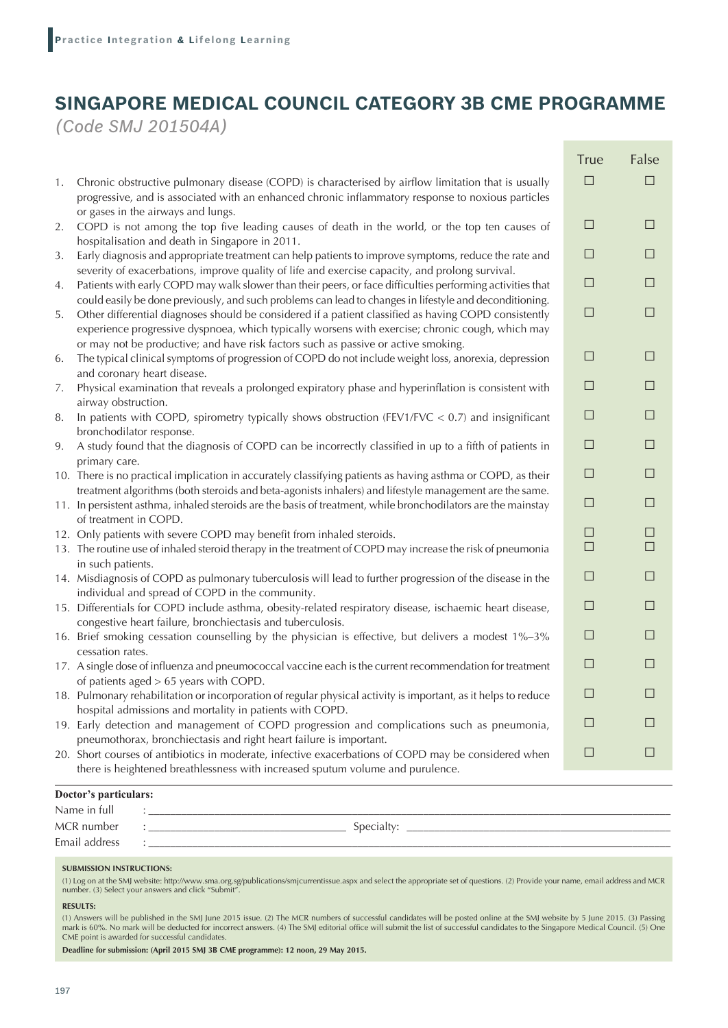# SINGAPORE MEDICAL COUNCIL CATEGORY 3B CME PROGRAMME

*(Code SMJ 201504A)*

| | | True | False |
|---|---|---|---|
| 1. | Chronic obstructive pulmonary disease (COPD) is characterised by airflow limitation that is usually progressive, and is associated with an enhanced chronic inflammatory response to noxious particles or gases in the airways and lungs. | ☐ | ☐ |
| 2. | COPD is not among the top five leading causes of death in the world, or the top ten causes of hospitalisation and death in Singapore in 2011. | ☐ | ☐ |
| 3. | Early diagnosis and appropriate treatment can help patients to improve symptoms, reduce the rate and severity of exacerbations, improve quality of life and exercise capacity, and prolong survival. | ☐ | ☐ |
| 4. | Patients with early COPD may walk slower than their peers, or face difficulties performing activities that could easily be done previously, and such problems can lead to changes in lifestyle and deconditioning. | ☐ | ☐ |
| 5. | Other differential diagnoses should be considered if a patient classified as having COPD consistently experience progressive dyspnoea, which typically worsens with exercise; chronic cough, which may or may not be productive; and have risk factors such as passive or active smoking. | ☐ | ☐ |
| 6. | The typical clinical symptoms of progression of COPD do not include weight loss, anorexia, depression and coronary heart disease. | ☐ | ☐ |
| 7. | Physical examination that reveals a prolonged expiratory phase and hyperinflation is consistent with airway obstruction. | ☐ | ☐ |
| 8. | In patients with COPD, spirometry typically shows obstruction (FEV1/FVC < 0.7) and insignificant bronchodilator response. | ☐ | ☐ |
| 9. | A study found that the diagnosis of COPD can be incorrectly classified in up to a fifth of patients in primary care. | ☐ | ☐ |
| 10. | There is no practical implication in accurately classifying patients as having asthma or COPD, as their treatment algorithms (both steroids and beta-agonists inhalers) and lifestyle management are the same. | ☐ | ☐ |
| 11. | In persistent asthma, inhaled steroids are the basis of treatment, while bronchodilators are the mainstay of treatment in COPD. | ☐ | ☐ |
| 12. | Only patients with severe COPD may benefit from inhaled steroids. | ☐ | ☐ |
| 13. | The routine use of inhaled steroid therapy in the treatment of COPD may increase the risk of pneumonia in such patients. | ☐ | ☐ |
| 14. | Misdiagnosis of COPD as pulmonary tuberculosis will lead to further progression of the disease in the individual and spread of COPD in the community. | ☐ | ☐ |
| 15. | Differentials for COPD include asthma, obesity-related respiratory disease, ischaemic heart disease, congestive heart failure, bronchiectasis and tuberculosis. | ☐ | ☐ |
| 16. | Brief smoking cessation counselling by the physician is effective, but delivers a modest 1%–3% cessation rates. | ☐ | ☐ |
| 17. | A single dose of influenza and pneumococcal vaccine each is the current recommendation for treatment of patients aged > 65 years with COPD. | ☐ | ☐ |
| 18. | Pulmonary rehabilitation or incorporation of regular physical activity is important, as it helps to reduce hospital admissions and mortality in patients with COPD. | ☐ | ☐ |
| 19. | Early detection and management of COPD progression and complications such as pneumonia, pneumothorax, bronchiectasis and right heart failure is important. | ☐ | ☐ |
| 20. | Short courses of antibiotics in moderate, infective exacerbations of COPD may be considered when there is heightened breathlessness with increased sputum volume and purulence. | ☐ | ☐ |

**Doctor's particulars:**

Name in full : ______________________________

MCR number : ______________________ Specialty: ______________________

Email address : ______________________________

**SUBMISSION INSTRUCTIONS:**

(1) Log on at the SMJ website: http://www.sma.org.sg/publications/smjcurrentissue.aspx and select the appropriate set of questions. (2) Provide your name, email address and MCR number. (3) Select your answers and click "Submit".

**RESULTS:**

(1) Answers will be published in the SMJ June 2015 issue. (2) The MCR numbers of successful candidates will be posted online at the SMJ website by 5 June 2015. (3) Passing mark is 60%. No mark will be deducted for incorrect answers. (4) The SMJ editorial office will submit the list of successful candidates to the Singapore Medical Council. (5) One CME point is awarded for successful candidates.

**Deadline for submission: (April 2015 SMJ 3B CME programme): 12 noon, 29 May 2015.**